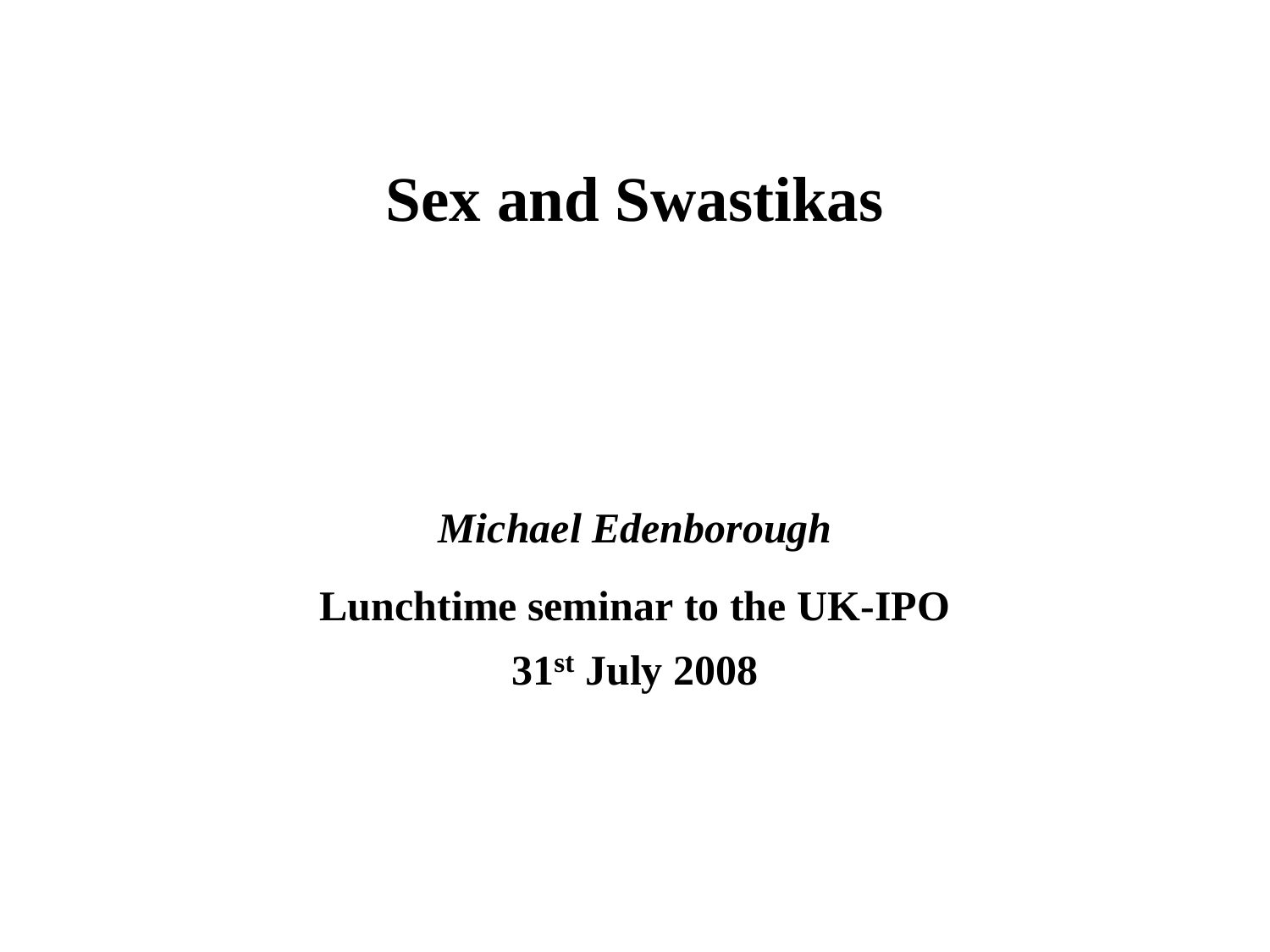# Sex and Swastikas

*Michael Edenborough*

**Lunchtime seminar to the UK-IPO**

**31st July 2008**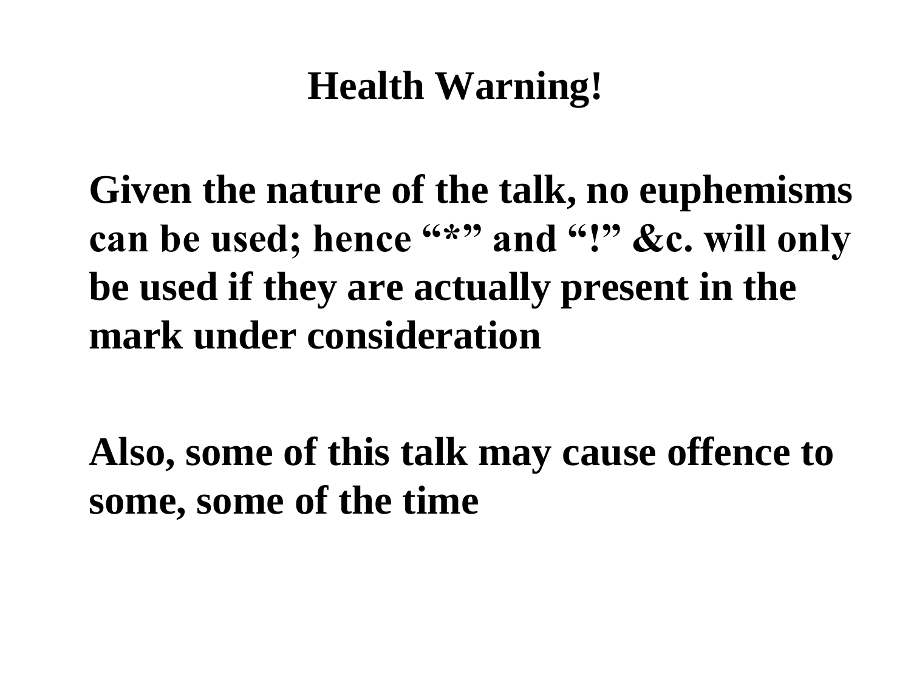# Health Warning!

Given the nature of the talk, no euphemisms can be used; hence “*” and “!” &c. will only be used if they are actually present in the mark under consideration

Also, some of this talk may cause offence to some, some of the time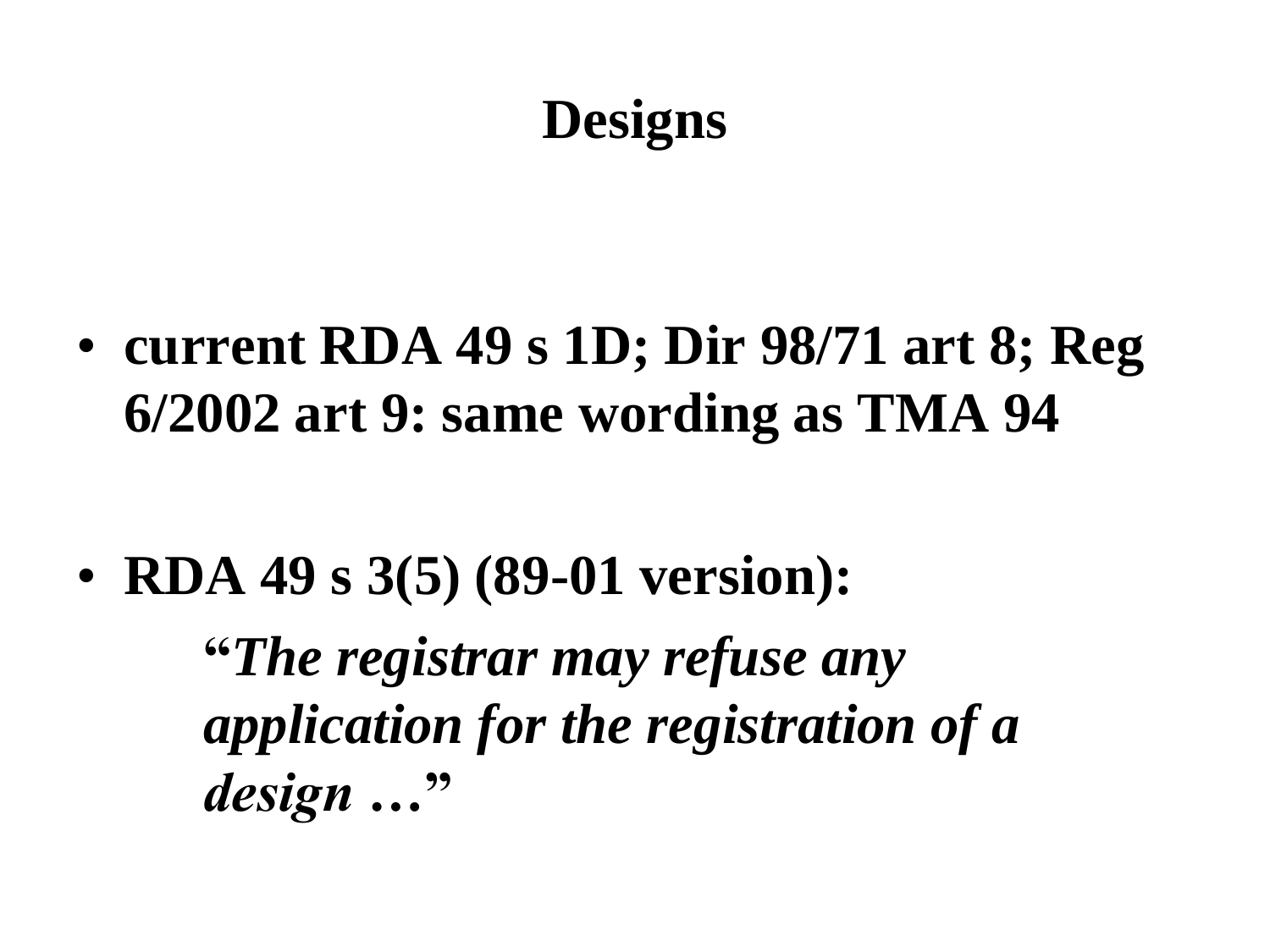# Designs

- **current RDA 49 s 1D; Dir 98/71 art 8; Reg 6/2002 art 9: same wording as TMA 94**

- **RDA 49 s 3(5) (89-01 version):**

  **"*The registrar may refuse any application for the registration of a design …*"**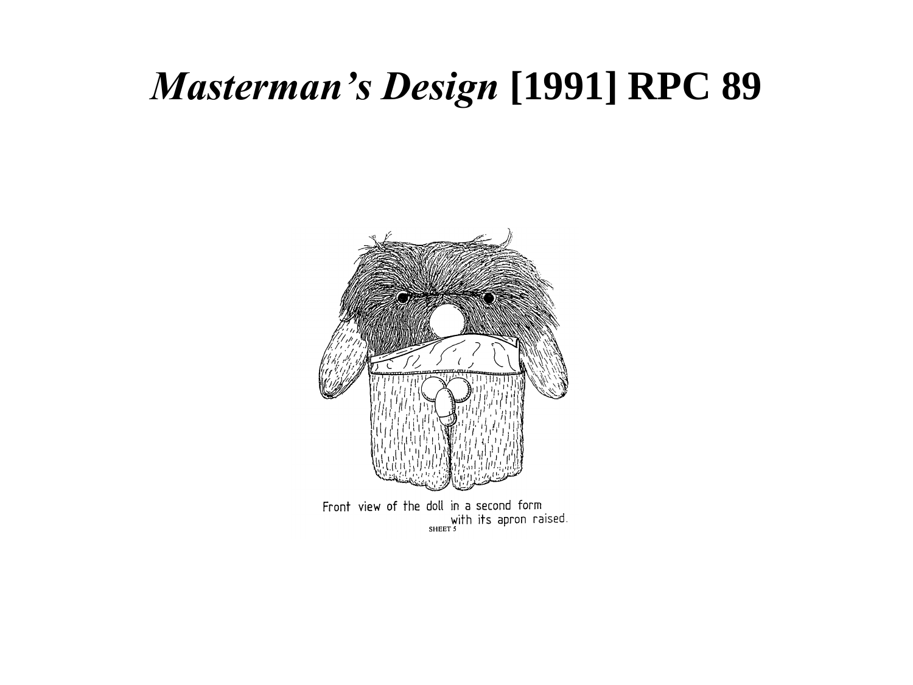# *Masterman's Design* [1991] RPC 89

Front view of the doll in a second form with its apron raised.

SHEET 5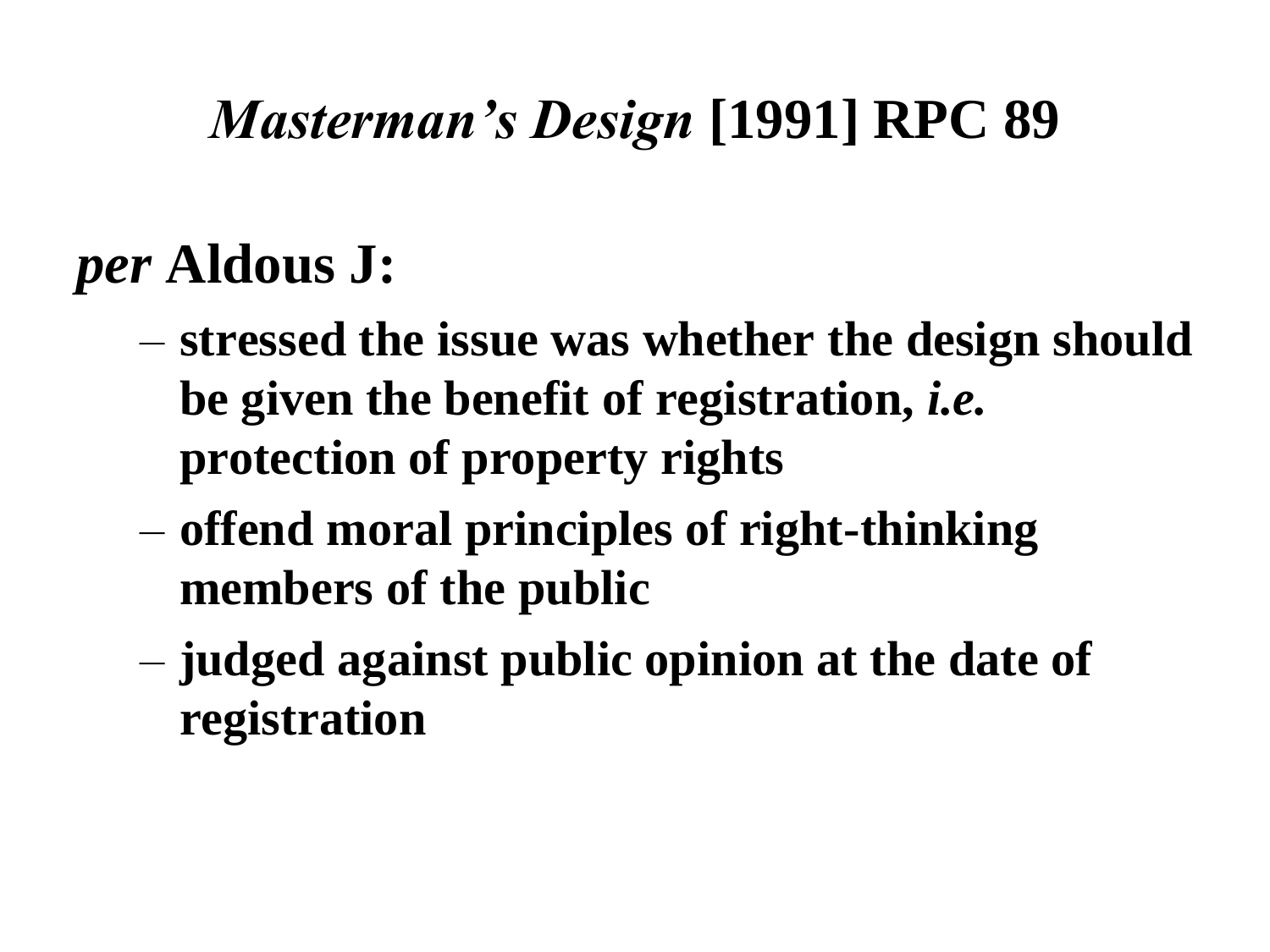# *Masterman's Design* [1991] RPC 89

***per* Aldous J:**

- **stressed the issue was whether the design should be given the benefit of registration, *i.e.* protection of property rights**
- **offend moral principles of right-thinking members of the public**
- **judged against public opinion at the date of registration**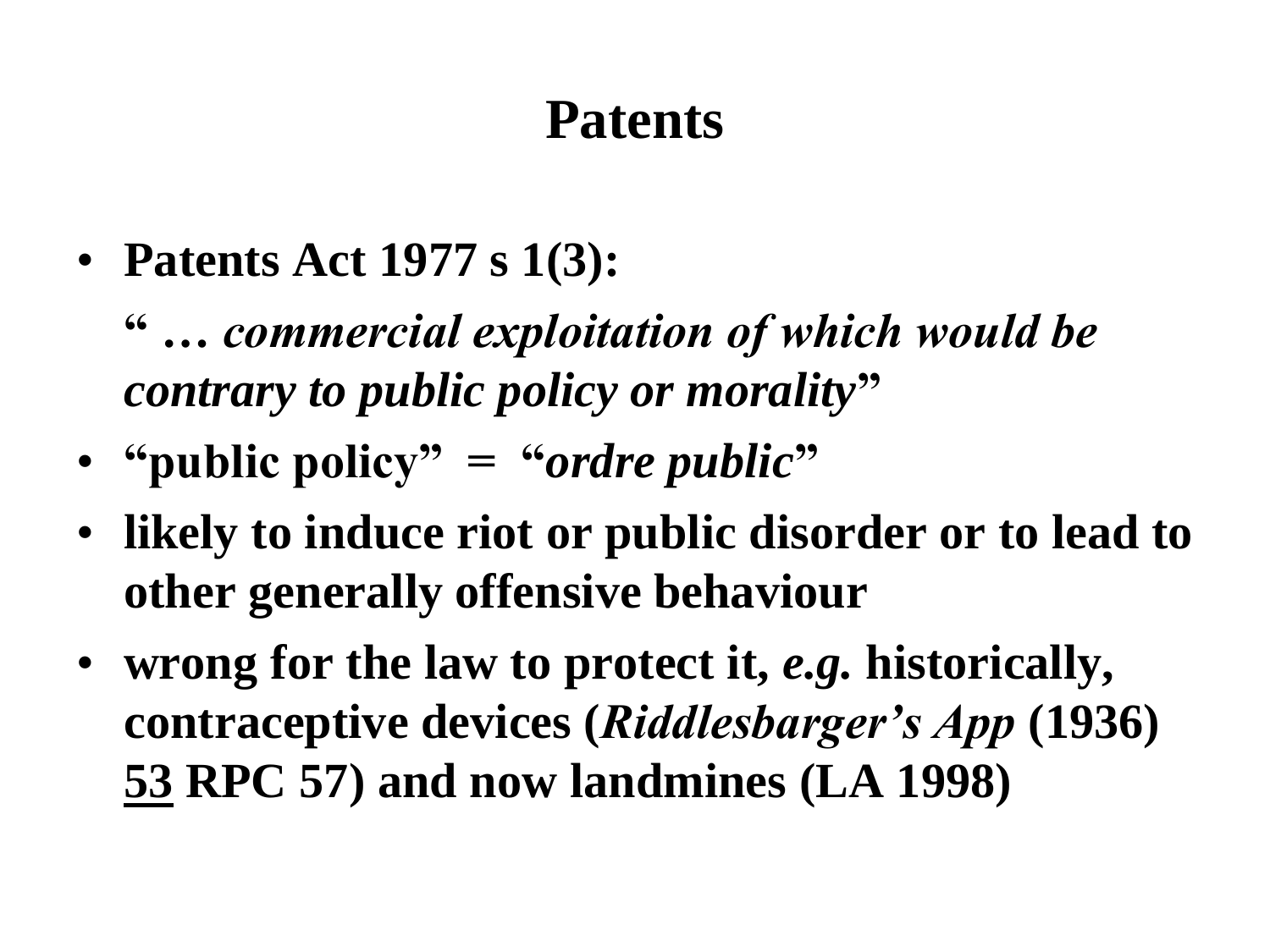# Patents

- **Patents Act 1977 s 1(3):**

  **" …** ***commercial exploitation of which would be contrary to public policy or morality*****"**
- **"public policy" = "*ordre public*"**
- **likely to induce riot or public disorder or to lead to other generally offensive behaviour**
- **wrong for the law to protect it, *e.g.* historically, contraceptive devices (*Riddlesbarger's App* (1936) <u>53</u> RPC 57) and now landmines (LA 1998)**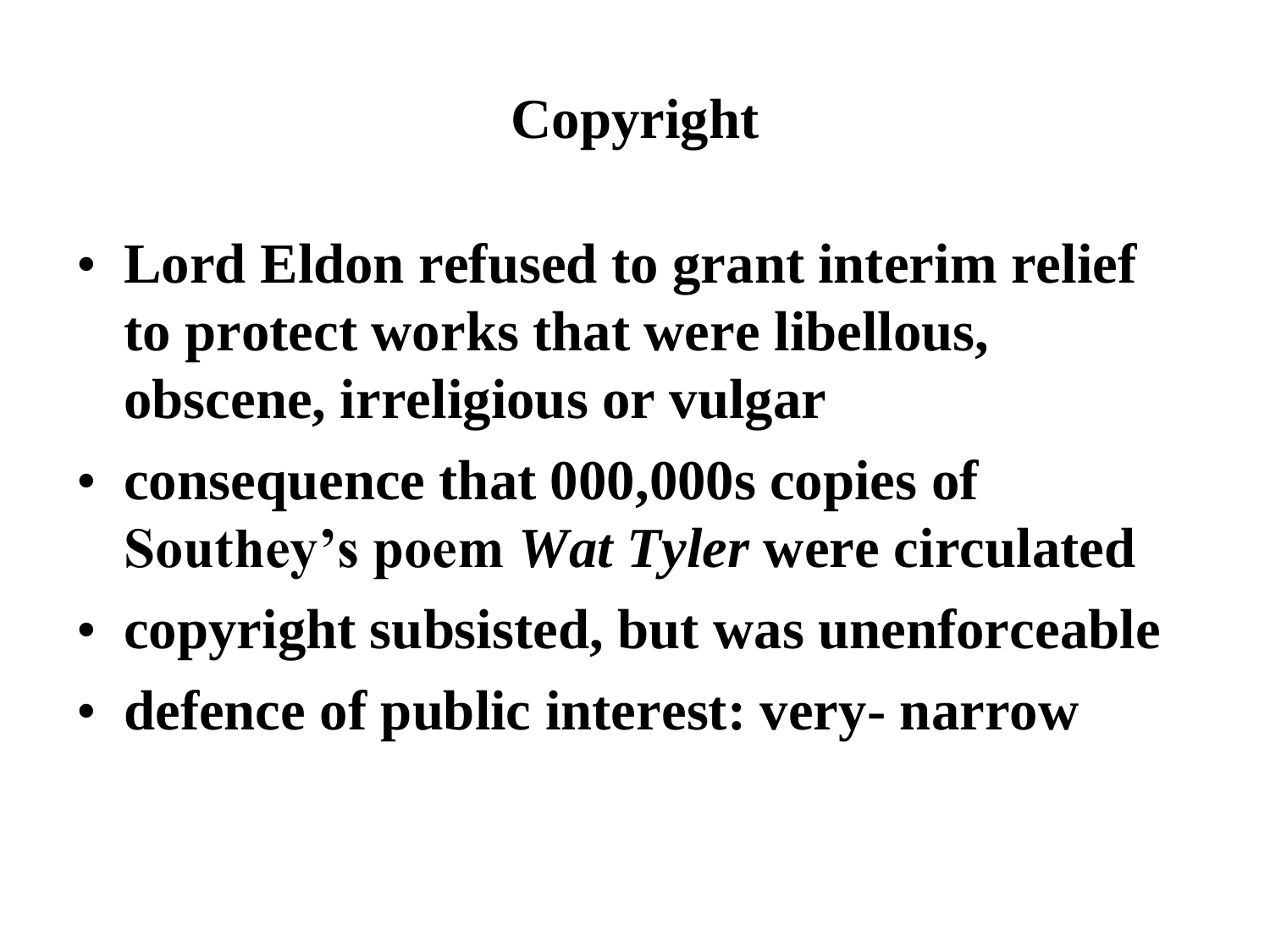# Copyright

- **Lord Eldon refused to grant interim relief to protect works that were libellous, obscene, irreligious or vulgar**
- **consequence that 000,000s copies of Southey's poem *Wat Tyler* were circulated**
- **copyright subsisted, but was unenforceable**
- **defence of public interest: very- narrow**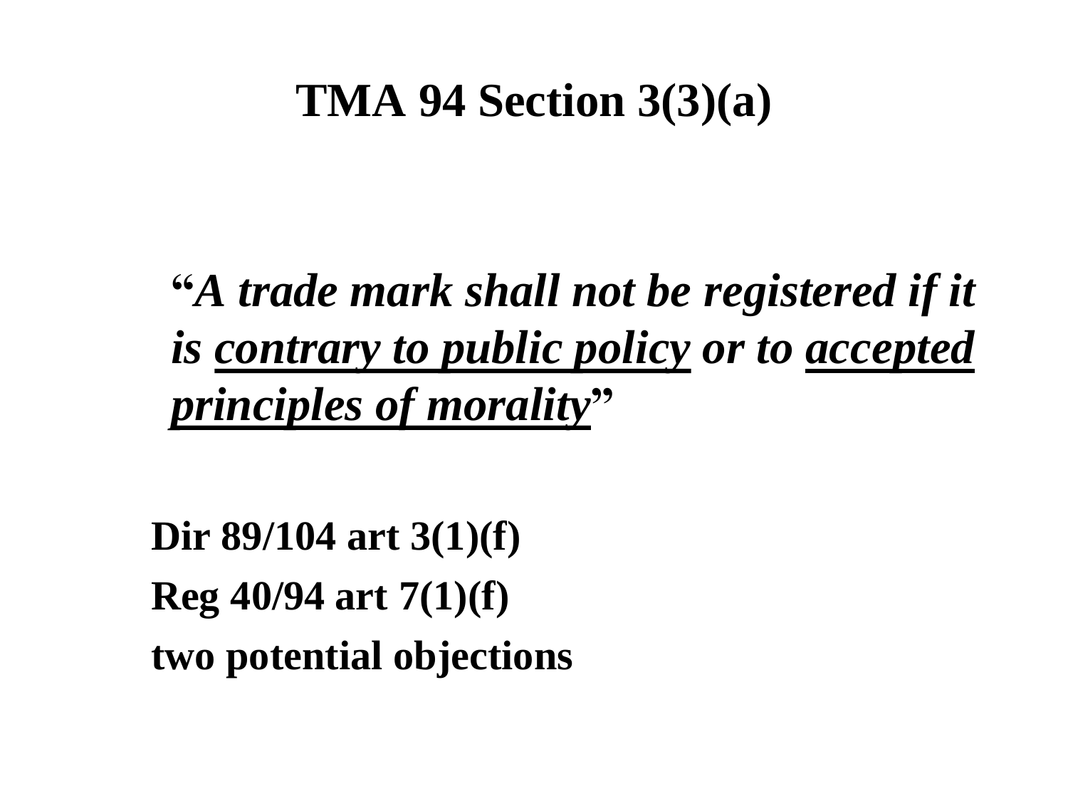# TMA 94 Section 3(3)(a)

> "*A trade mark shall not be registered if it is <u>contrary to public policy</u> or to <u>accepted principles of morality</u>*"

**Dir 89/104 art 3(1)(f)**

**Reg 40/94 art 7(1)(f)**

**two potential objections**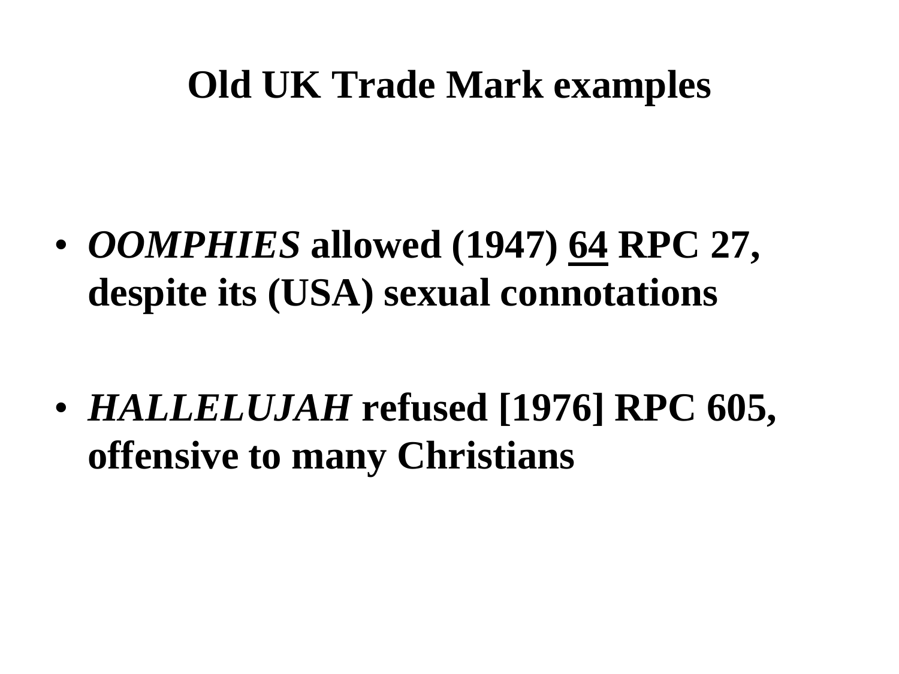# Old UK Trade Mark examples

- ***OOMPHIES* allowed (1947) <u>64</u> RPC 27, despite its (USA) sexual connotations**

- ***HALLELUJAH* refused [1976] RPC 605, offensive to many Christians**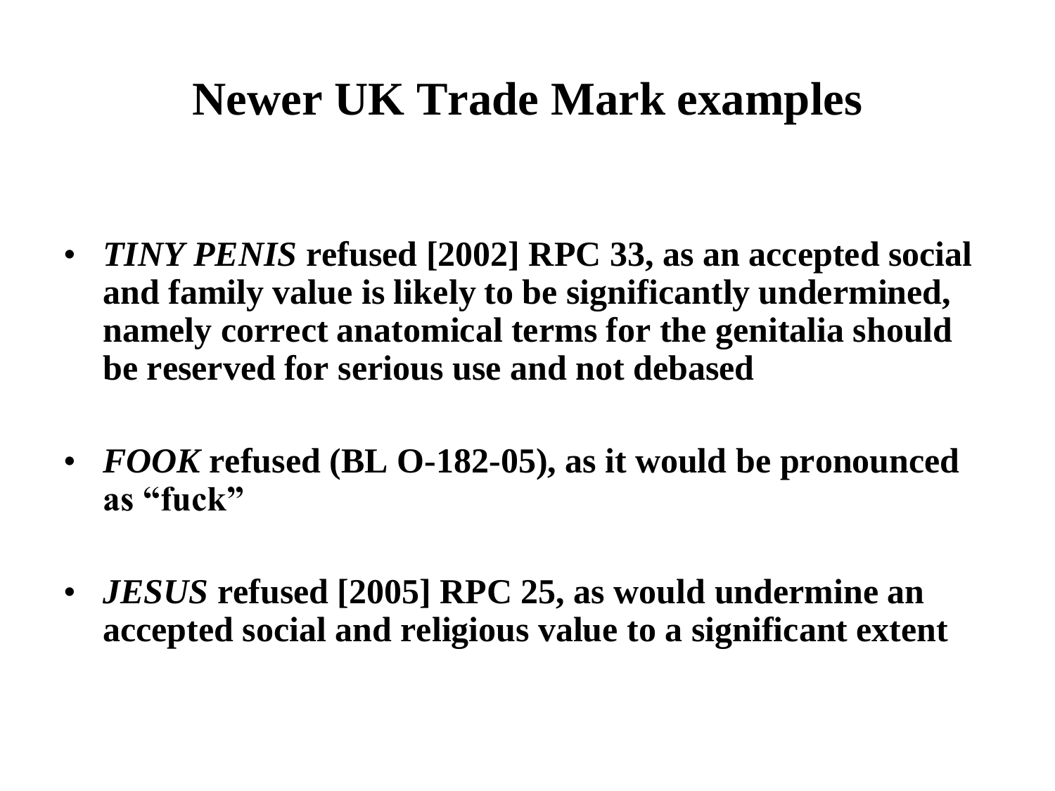# Newer UK Trade Mark examples

- ***TINY PENIS*** **refused [2002] RPC 33, as an accepted social and family value is likely to be significantly undermined, namely correct anatomical terms for the genitalia should be reserved for serious use and not debased**

- ***FOOK*** **refused (BL O-182-05), as it would be pronounced as "fuck"**

- ***JESUS*** **refused [2005] RPC 25, as would undermine an accepted social and religious value to a significant extent**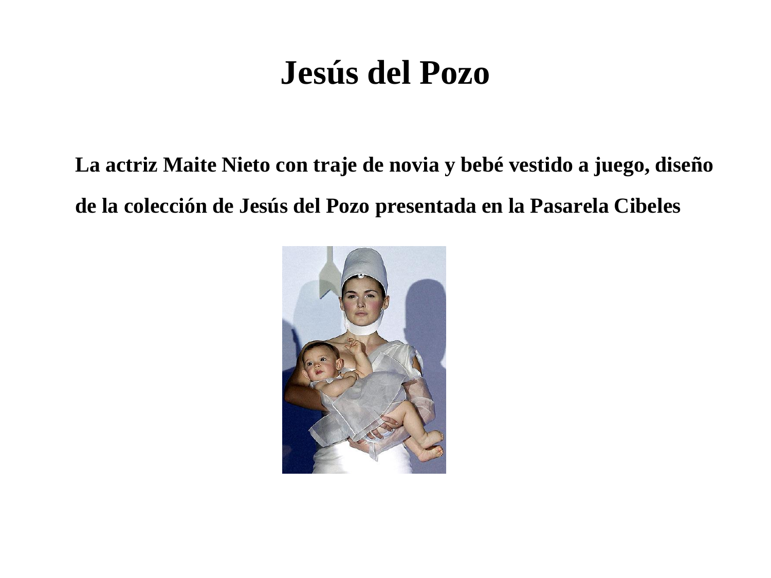# Jesús del Pozo

**La actriz Maite Nieto con traje de novia y bebé vestido a juego, diseño de la colección de Jesús del Pozo presentada en la Pasarela Cibeles**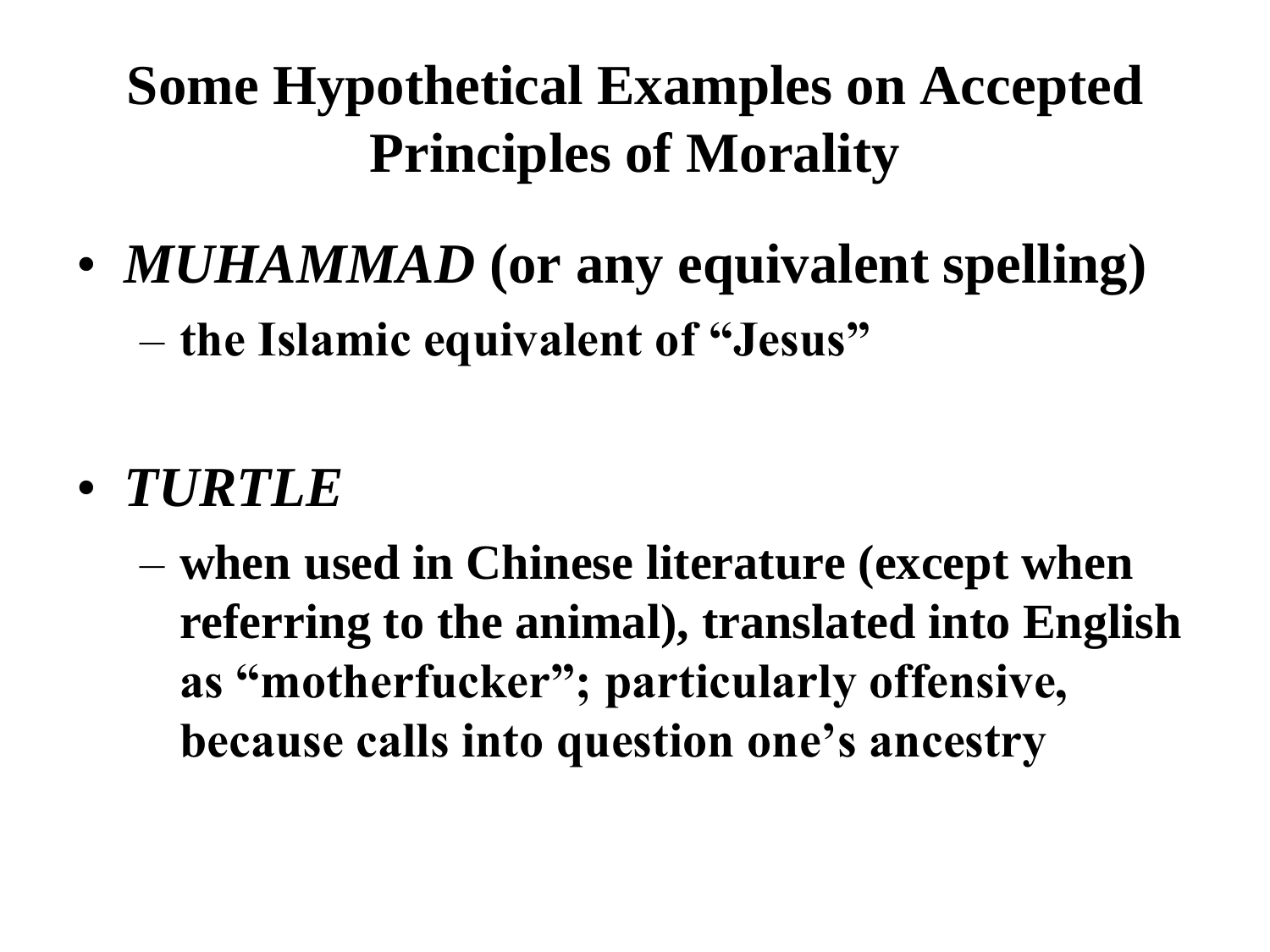# Some Hypothetical Examples on Accepted Principles of Morality

- ***MUHAMMAD*** **(or any equivalent spelling)**
  - **the Islamic equivalent of "Jesus"**

- ***TURTLE***
  - **when used in Chinese literature (except when referring to the animal), translated into English as "motherfucker"; particularly offensive, because calls into question one's ancestry**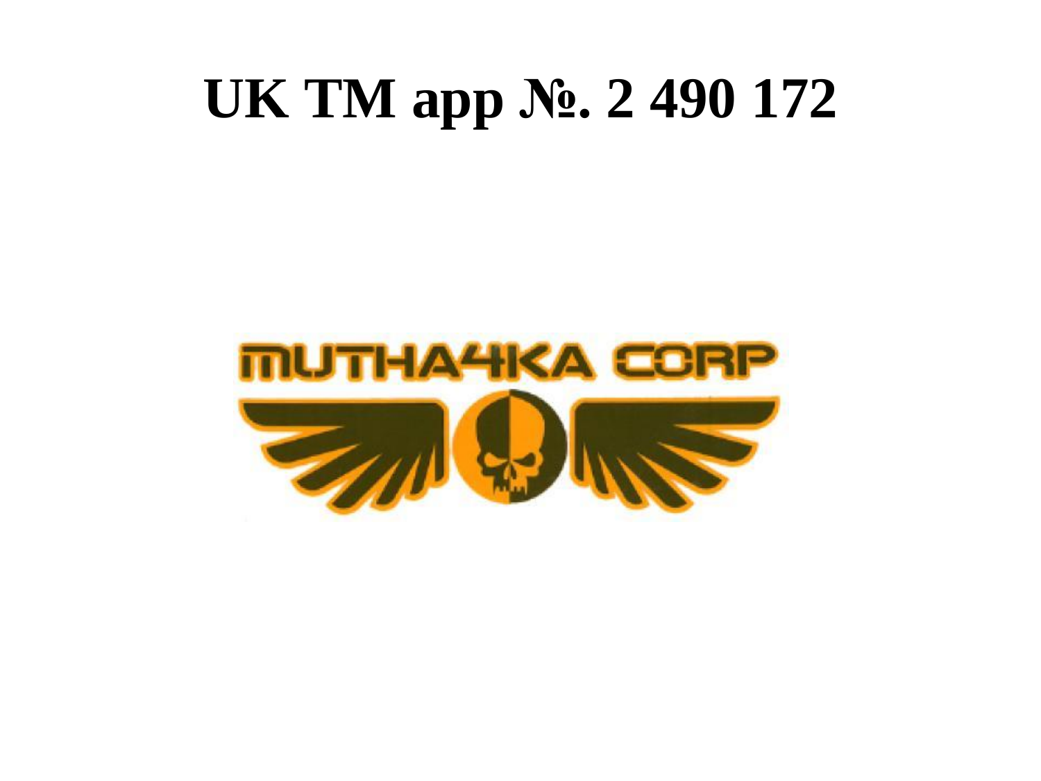# UK TM app №. 2 490 172

MUTHA4KA CORP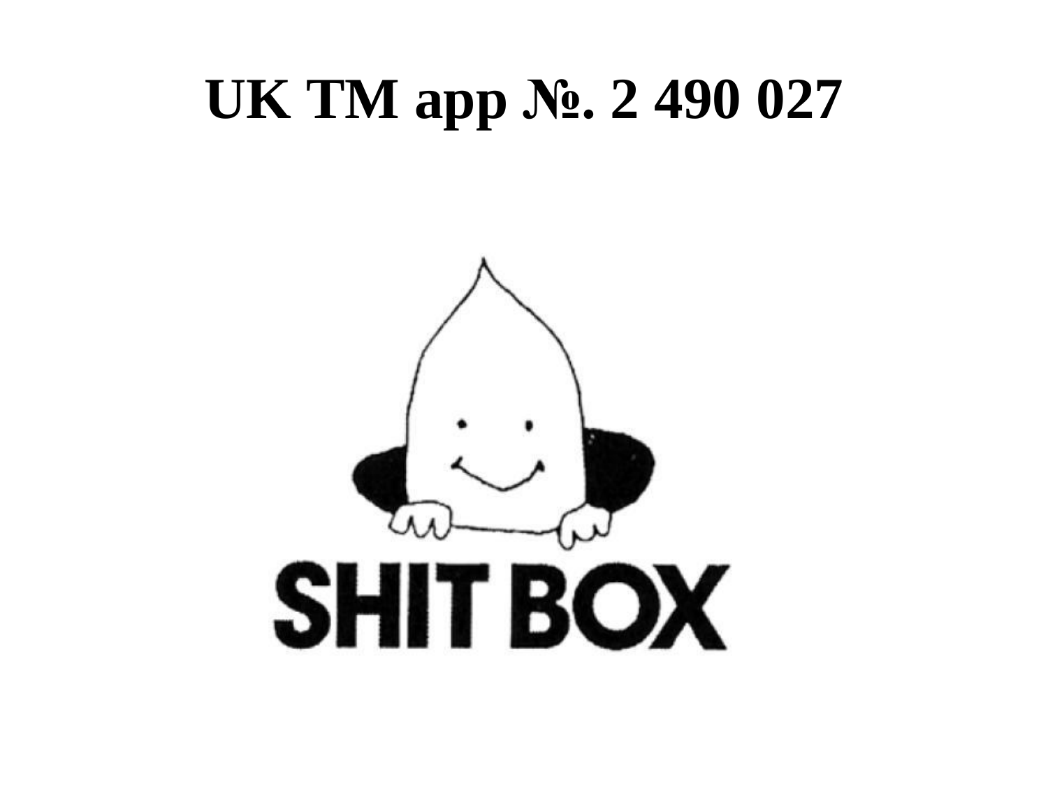# UK TM app №. 2 490 027

SHIT BOX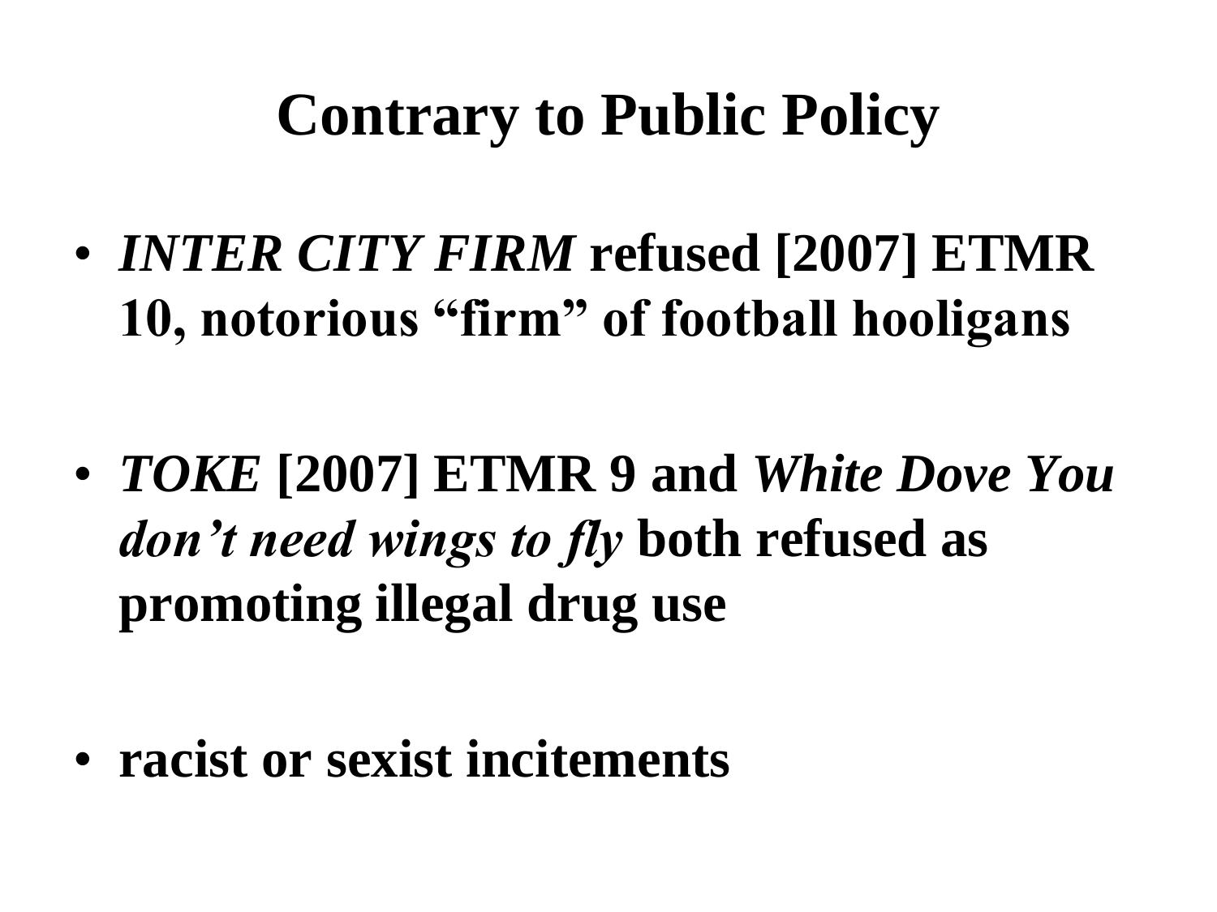# Contrary to Public Policy

- ***INTER CITY FIRM*** **refused [2007] ETMR 10, notorious "firm" of football hooligans**
- ***TOKE*** **[2007] ETMR 9 and** ***White Dove You don't need wings to fly*** **both refused as promoting illegal drug use**
- **racist or sexist incitements**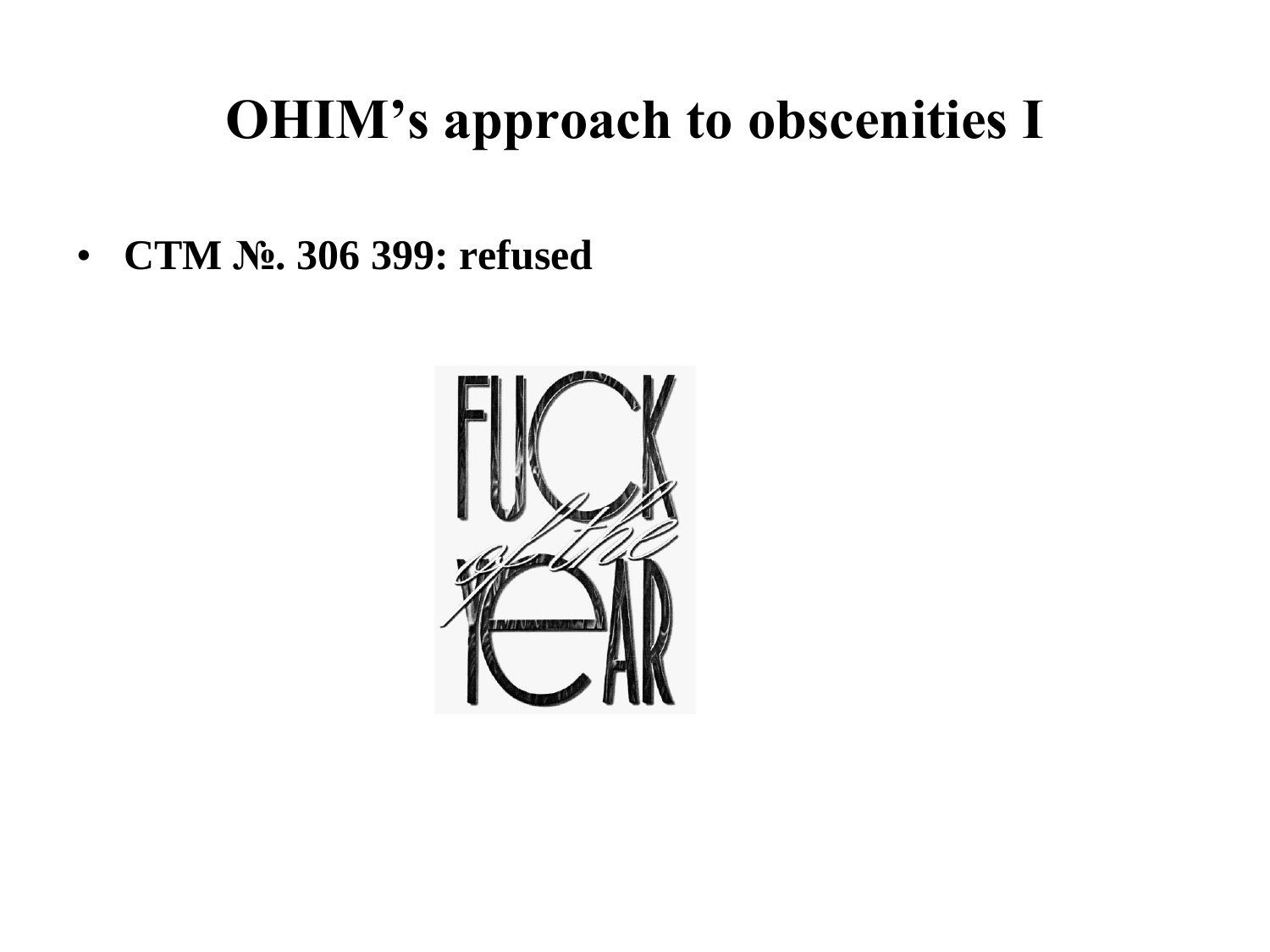# OHIM's approach to obscenities I

- **CTM №. 306 399: refused**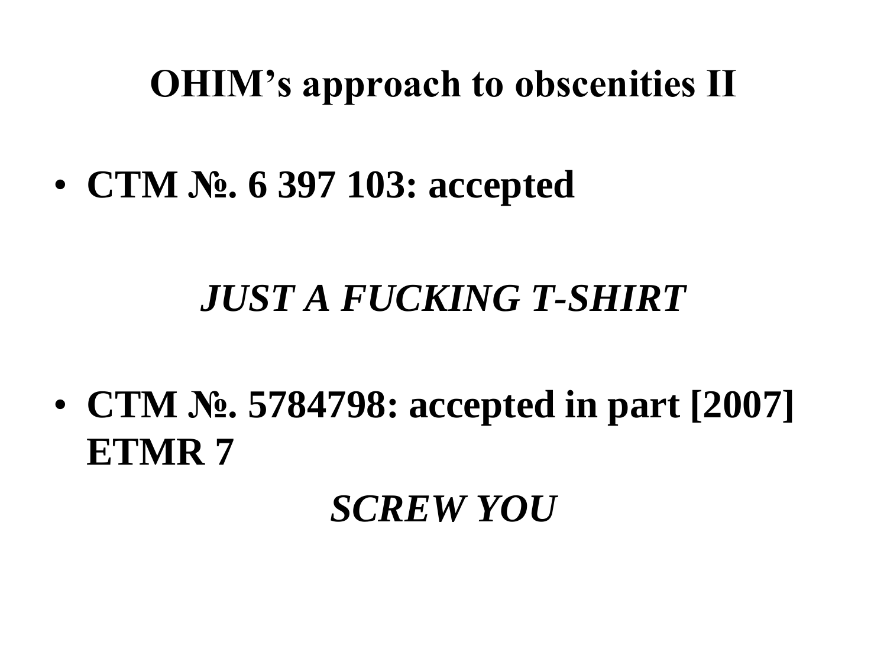# OHIM's approach to obscenities II

- **CTM №. 6 397 103: accepted**

***JUST A FUCKING T-SHIRT***

- **CTM №. 5784798: accepted in part [2007] ETMR 7**

***SCREW YOU***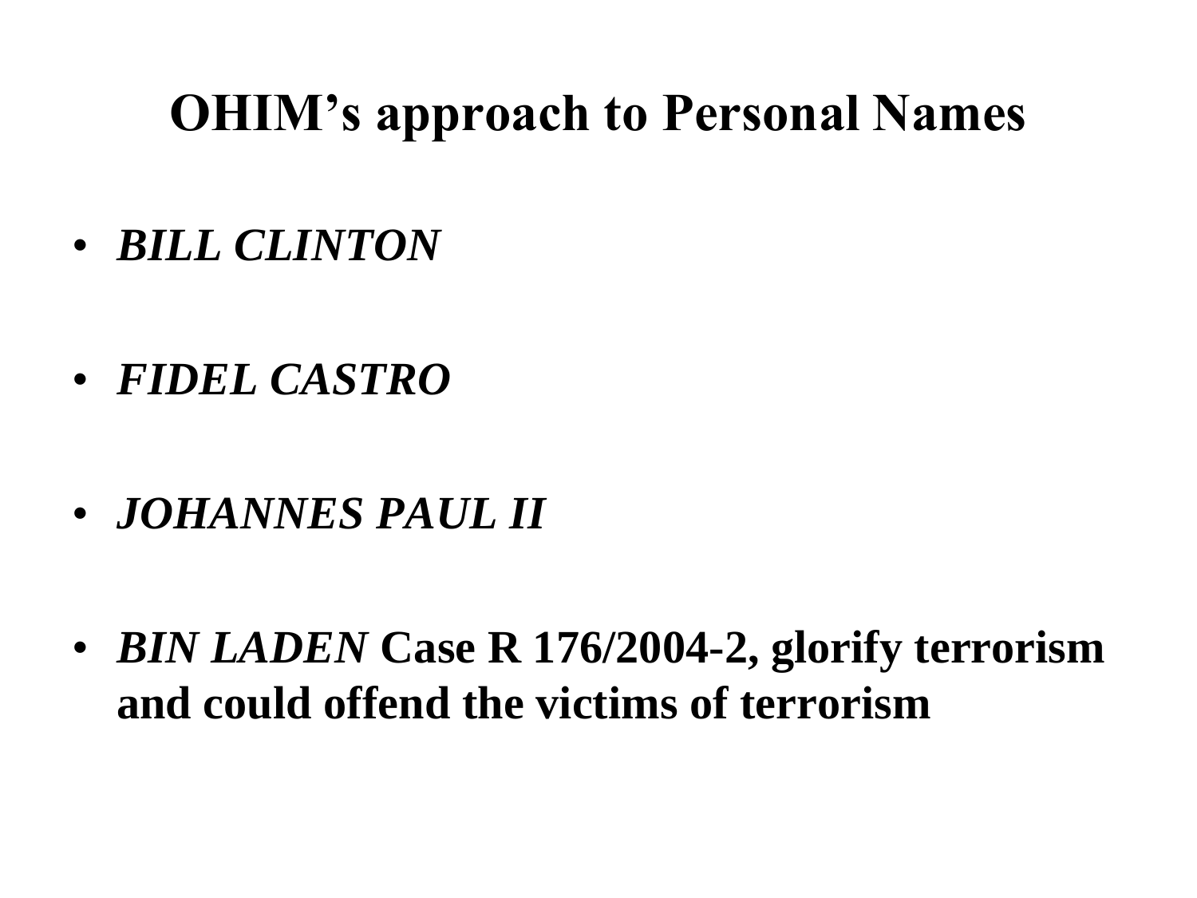# OHIM's approach to Personal Names

- ***BILL CLINTON***
- ***FIDEL CASTRO***
- ***JOHANNES PAUL II***
- ***BIN LADEN*** **Case R 176/2004-2, glorify terrorism and could offend the victims of terrorism**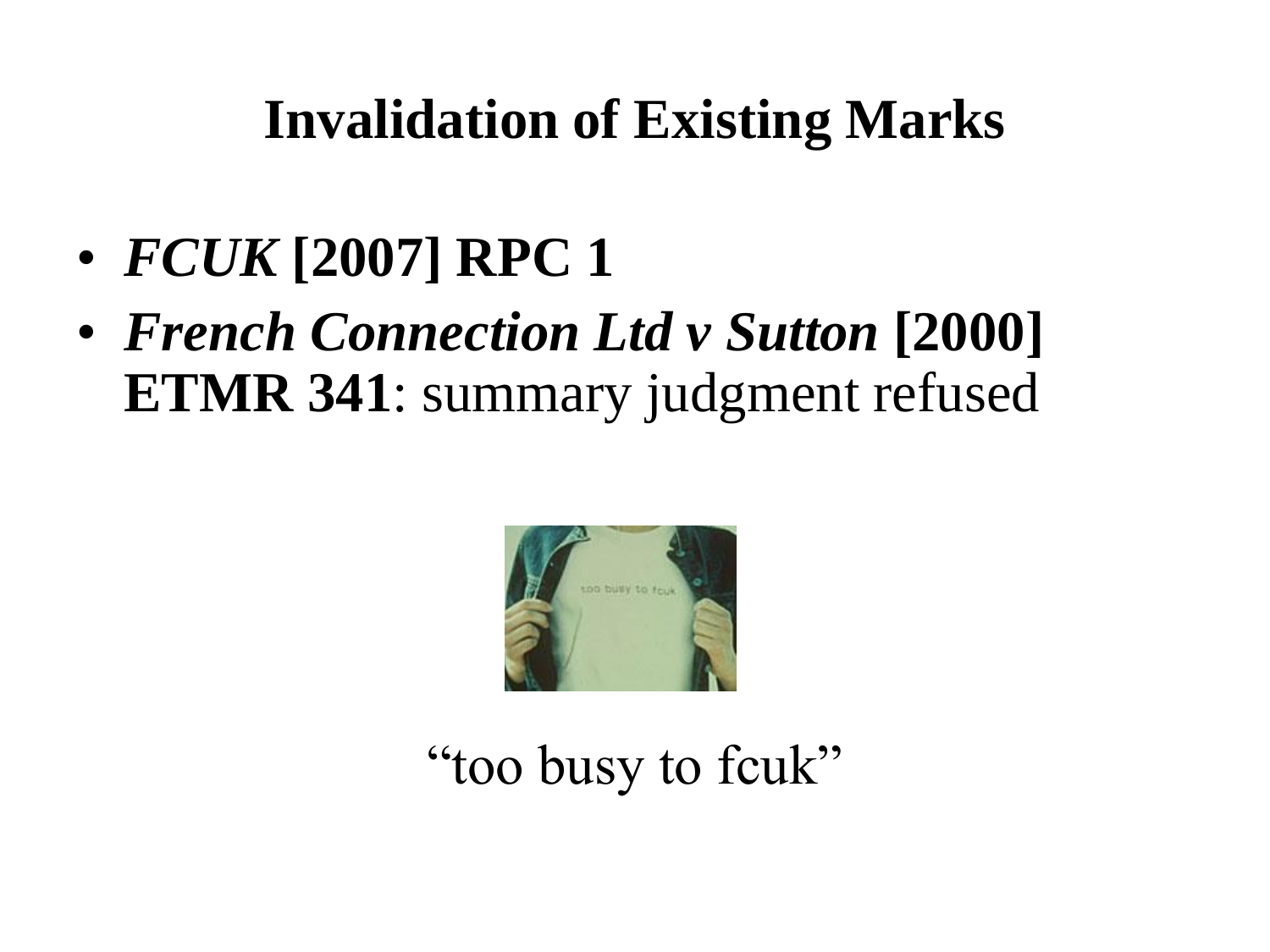# Invalidation of Existing Marks

- ***FCUK* [2007] RPC 1**
- ***French Connection Ltd v Sutton* [2000] ETMR 341**: summary judgment refused

"too busy to fcuk"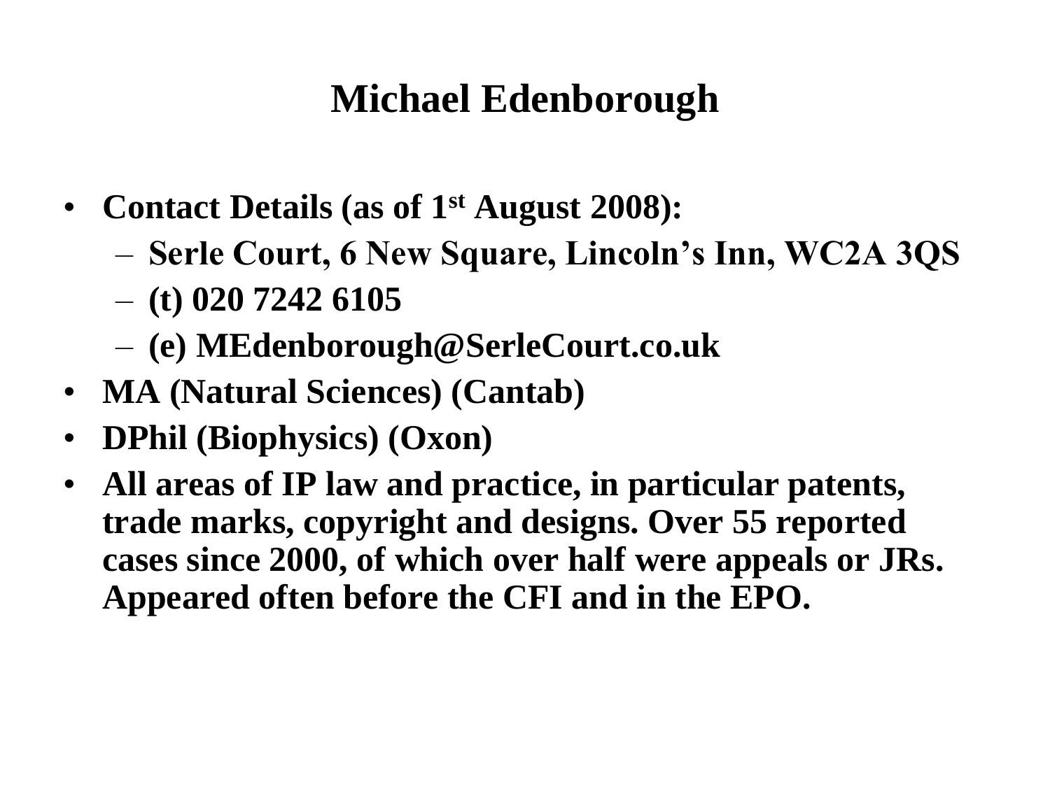# Michael Edenborough

- **Contact Details (as of 1st August 2008):**
  - **Serle Court, 6 New Square, Lincoln's Inn, WC2A 3QS**
  - **(t) 020 7242 6105**
  - **(e) MEdenborough@SerleCourt.co.uk**
- **MA (Natural Sciences) (Cantab)**
- **DPhil (Biophysics) (Oxon)**
- **All areas of IP law and practice, in particular patents, trade marks, copyright and designs. Over 55 reported cases since 2000, of which over half were appeals or JRs. Appeared often before the CFI and in the EPO.**